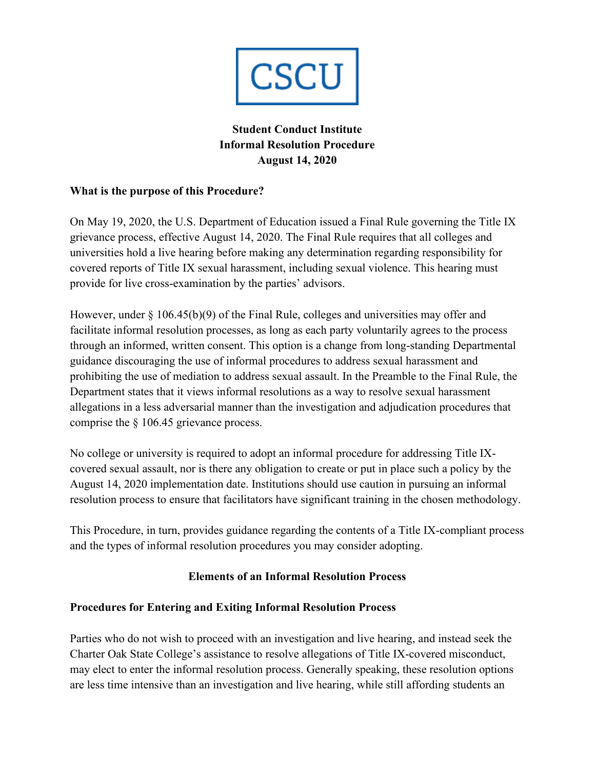CSCU

**Student Conduct Institute**
**Informal Resolution Procedure**
**August 14, 2020**

**What is the purpose of this Procedure?**

On May 19, 2020, the U.S. Department of Education issued a Final Rule governing the Title IX grievance process, effective August 14, 2020. The Final Rule requires that all colleges and universities hold a live hearing before making any determination regarding responsibility for covered reports of Title IX sexual harassment, including sexual violence. This hearing must provide for live cross-examination by the parties' advisors.

However, under § 106.45(b)(9) of the Final Rule, colleges and universities may offer and facilitate informal resolution processes, as long as each party voluntarily agrees to the process through an informed, written consent. This option is a change from long-standing Departmental guidance discouraging the use of informal procedures to address sexual harassment and prohibiting the use of mediation to address sexual assault. In the Preamble to the Final Rule, the Department states that it views informal resolutions as a way to resolve sexual harassment allegations in a less adversarial manner than the investigation and adjudication procedures that comprise the § 106.45 grievance process.

No college or university is required to adopt an informal procedure for addressing Title IX-covered sexual assault, nor is there any obligation to create or put in place such a policy by the August 14, 2020 implementation date. Institutions should use caution in pursuing an informal resolution process to ensure that facilitators have significant training in the chosen methodology.

This Procedure, in turn, provides guidance regarding the contents of a Title IX-compliant process and the types of informal resolution procedures you may consider adopting.

## Elements of an Informal Resolution Process

**Procedures for Entering and Exiting Informal Resolution Process**

Parties who do not wish to proceed with an investigation and live hearing, and instead seek the Charter Oak State College's assistance to resolve allegations of Title IX-covered misconduct, may elect to enter the informal resolution process. Generally speaking, these resolution options are less time intensive than an investigation and live hearing, while still affording students an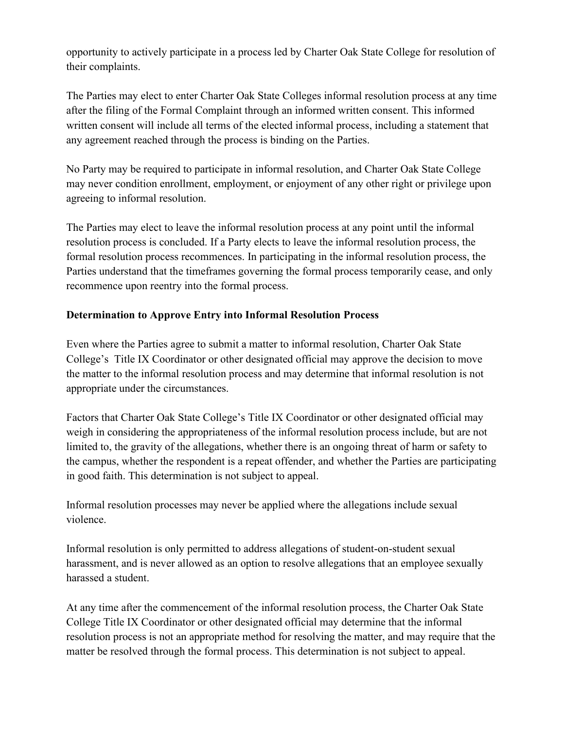opportunity to actively participate in a process led by Charter Oak State College for resolution of their complaints.

The Parties may elect to enter Charter Oak State Colleges informal resolution process at any time after the filing of the Formal Complaint through an informed written consent. This informed written consent will include all terms of the elected informal process, including a statement that any agreement reached through the process is binding on the Parties.

No Party may be required to participate in informal resolution, and Charter Oak State College may never condition enrollment, employment, or enjoyment of any other right or privilege upon agreeing to informal resolution.

The Parties may elect to leave the informal resolution process at any point until the informal resolution process is concluded. If a Party elects to leave the informal resolution process, the formal resolution process recommences. In participating in the informal resolution process, the Parties understand that the timeframes governing the formal process temporarily cease, and only recommence upon reentry into the formal process.

**Determination to Approve Entry into Informal Resolution Process**

Even where the Parties agree to submit a matter to informal resolution, Charter Oak State College's Title IX Coordinator or other designated official may approve the decision to move the matter to the informal resolution process and may determine that informal resolution is not appropriate under the circumstances.

Factors that Charter Oak State College's Title IX Coordinator or other designated official may weigh in considering the appropriateness of the informal resolution process include, but are not limited to, the gravity of the allegations, whether there is an ongoing threat of harm or safety to the campus, whether the respondent is a repeat offender, and whether the Parties are participating in good faith. This determination is not subject to appeal.

Informal resolution processes may never be applied where the allegations include sexual violence.

Informal resolution is only permitted to address allegations of student-on-student sexual harassment, and is never allowed as an option to resolve allegations that an employee sexually harassed a student.

At any time after the commencement of the informal resolution process, the Charter Oak State College Title IX Coordinator or other designated official may determine that the informal resolution process is not an appropriate method for resolving the matter, and may require that the matter be resolved through the formal process. This determination is not subject to appeal.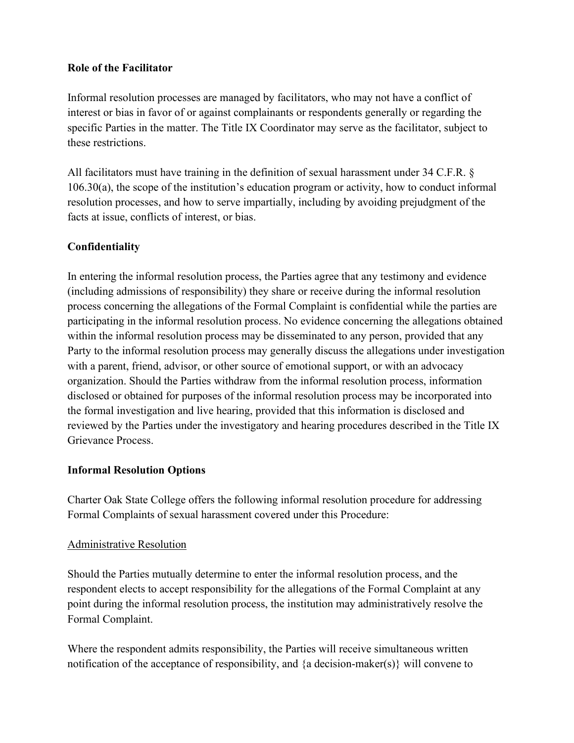**Role of the Facilitator**

Informal resolution processes are managed by facilitators, who may not have a conflict of interest or bias in favor of or against complainants or respondents generally or regarding the specific Parties in the matter. The Title IX Coordinator may serve as the facilitator, subject to these restrictions.

All facilitators must have training in the definition of sexual harassment under 34 C.F.R. § 106.30(a), the scope of the institution's education program or activity, how to conduct informal resolution processes, and how to serve impartially, including by avoiding prejudgment of the facts at issue, conflicts of interest, or bias.

**Confidentiality**

In entering the informal resolution process, the Parties agree that any testimony and evidence (including admissions of responsibility) they share or receive during the informal resolution process concerning the allegations of the Formal Complaint is confidential while the parties are participating in the informal resolution process. No evidence concerning the allegations obtained within the informal resolution process may be disseminated to any person, provided that any Party to the informal resolution process may generally discuss the allegations under investigation with a parent, friend, advisor, or other source of emotional support, or with an advocacy organization. Should the Parties withdraw from the informal resolution process, information disclosed or obtained for purposes of the informal resolution process may be incorporated into the formal investigation and live hearing, provided that this information is disclosed and reviewed by the Parties under the investigatory and hearing procedures described in the Title IX Grievance Process.

**Informal Resolution Options**

Charter Oak State College offers the following informal resolution procedure for addressing Formal Complaints of sexual harassment covered under this Procedure:

<u>Administrative Resolution</u>

Should the Parties mutually determine to enter the informal resolution process, and the respondent elects to accept responsibility for the allegations of the Formal Complaint at any point during the informal resolution process, the institution may administratively resolve the Formal Complaint.

Where the respondent admits responsibility, the Parties will receive simultaneous written notification of the acceptance of responsibility, and {a decision-maker(s)} will convene to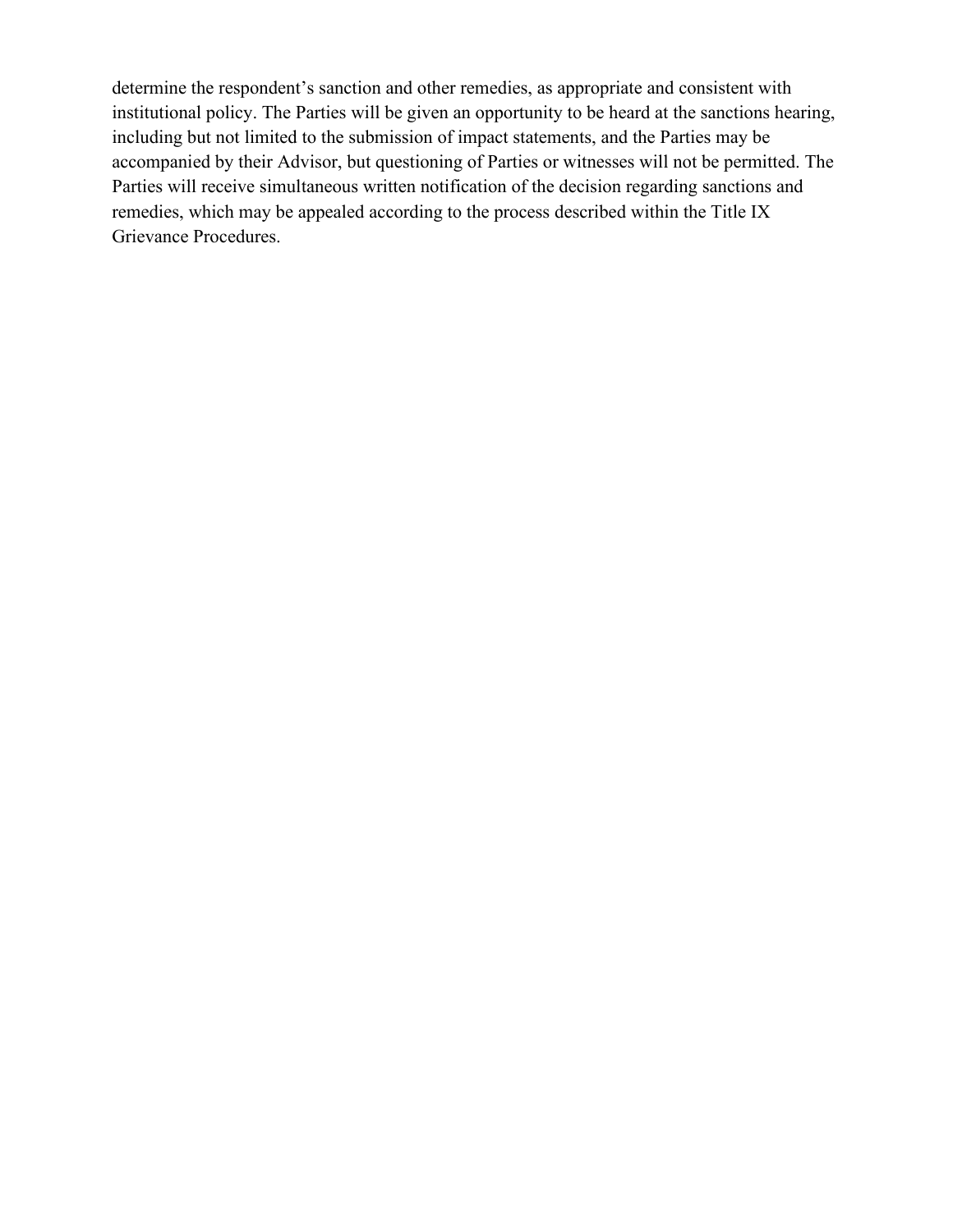determine the respondent's sanction and other remedies, as appropriate and consistent with institutional policy. The Parties will be given an opportunity to be heard at the sanctions hearing, including but not limited to the submission of impact statements, and the Parties may be accompanied by their Advisor, but questioning of Parties or witnesses will not be permitted. The Parties will receive simultaneous written notification of the decision regarding sanctions and remedies, which may be appealed according to the process described within the Title IX Grievance Procedures.